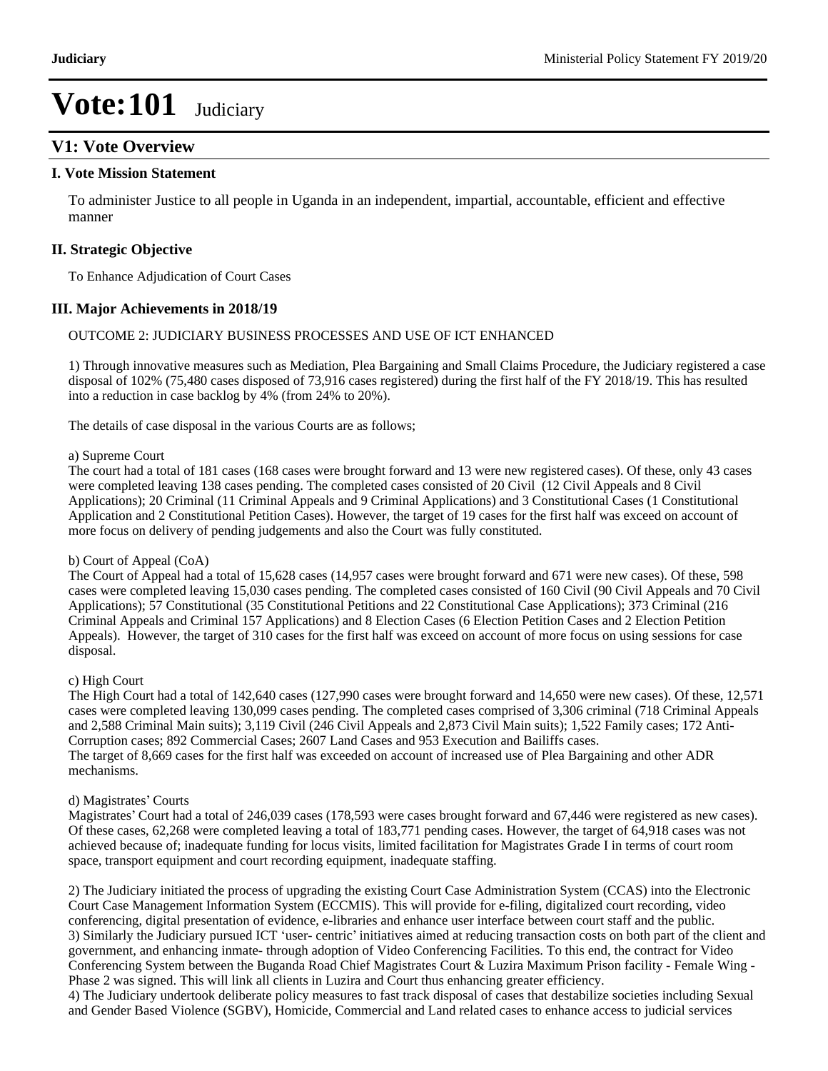# Vote:101 Judiciary

## V1: Vote Overview

### I. Vote Mission Statement

To administer Justice to all people in Uganda in an independent, impartial, accountable, efficient and effective manner

### II. Strategic Objective

To Enhance Adjudication of Court Cases

### III. Major Achievements in 2018/19

OUTCOME 2: JUDICIARY BUSINESS PROCESSES AND USE OF ICT ENHANCED

1) Through innovative measures such as Mediation, Plea Bargaining and Small Claims Procedure, the Judiciary registered a case disposal of 102% (75,480 cases disposed of 73,916 cases registered) during the first half of the FY 2018/19. This has resulted into a reduction in case backlog by 4% (from 24% to 20%).

The details of case disposal in the various Courts are as follows;

a) Supreme Court
The court had a total of 181 cases (168 cases were brought forward and 13 were new registered cases). Of these, only 43 cases were completed leaving 138 cases pending. The completed cases consisted of 20 Civil (12 Civil Appeals and 8 Civil Applications); 20 Criminal (11 Criminal Appeals and 9 Criminal Applications) and 3 Constitutional Cases (1 Constitutional Application and 2 Constitutional Petition Cases). However, the target of 19 cases for the first half was exceed on account of more focus on delivery of pending judgements and also the Court was fully constituted.

b) Court of Appeal (CoA)
The Court of Appeal had a total of 15,628 cases (14,957 cases were brought forward and 671 were new cases). Of these, 598 cases were completed leaving 15,030 cases pending. The completed cases consisted of 160 Civil (90 Civil Appeals and 70 Civil Applications); 57 Constitutional (35 Constitutional Petitions and 22 Constitutional Case Applications); 373 Criminal (216 Criminal Appeals and Criminal 157 Applications) and 8 Election Cases (6 Election Petition Cases and 2 Election Petition Appeals). However, the target of 310 cases for the first half was exceed on account of more focus on using sessions for case disposal.

c) High Court
The High Court had a total of 142,640 cases (127,990 cases were brought forward and 14,650 were new cases). Of these, 12,571 cases were completed leaving 130,099 cases pending. The completed cases comprised of 3,306 criminal (718 Criminal Appeals and 2,588 Criminal Main suits); 3,119 Civil (246 Civil Appeals and 2,873 Civil Main suits); 1,522 Family cases; 172 Anti-Corruption cases; 892 Commercial Cases; 2607 Land Cases and 953 Execution and Bailiffs cases.
The target of 8,669 cases for the first half was exceeded on account of increased use of Plea Bargaining and other ADR mechanisms.

d) Magistrates' Courts
Magistrates' Court had a total of 246,039 cases (178,593 were cases brought forward and 67,446 were registered as new cases). Of these cases, 62,268 were completed leaving a total of 183,771 pending cases. However, the target of 64,918 cases was not achieved because of; inadequate funding for locus visits, limited facilitation for Magistrates Grade I in terms of court room space, transport equipment and court recording equipment, inadequate staffing.

2) The Judiciary initiated the process of upgrading the existing Court Case Administration System (CCAS) into the Electronic Court Case Management Information System (ECCMIS). This will provide for e-filing, digitalized court recording, video conferencing, digital presentation of evidence, e-libraries and enhance user interface between court staff and the public.
3) Similarly the Judiciary pursued ICT 'user- centric' initiatives aimed at reducing transaction costs on both part of the client and government, and enhancing inmate- through adoption of Video Conferencing Facilities. To this end, the contract for Video Conferencing System between the Buganda Road Chief Magistrates Court & Luzira Maximum Prison facility - Female Wing - Phase 2 was signed. This will link all clients in Luzira and Court thus enhancing greater efficiency.
4) The Judiciary undertook deliberate policy measures to fast track disposal of cases that destabilize societies including Sexual and Gender Based Violence (SGBV), Homicide, Commercial and Land related cases to enhance access to judicial services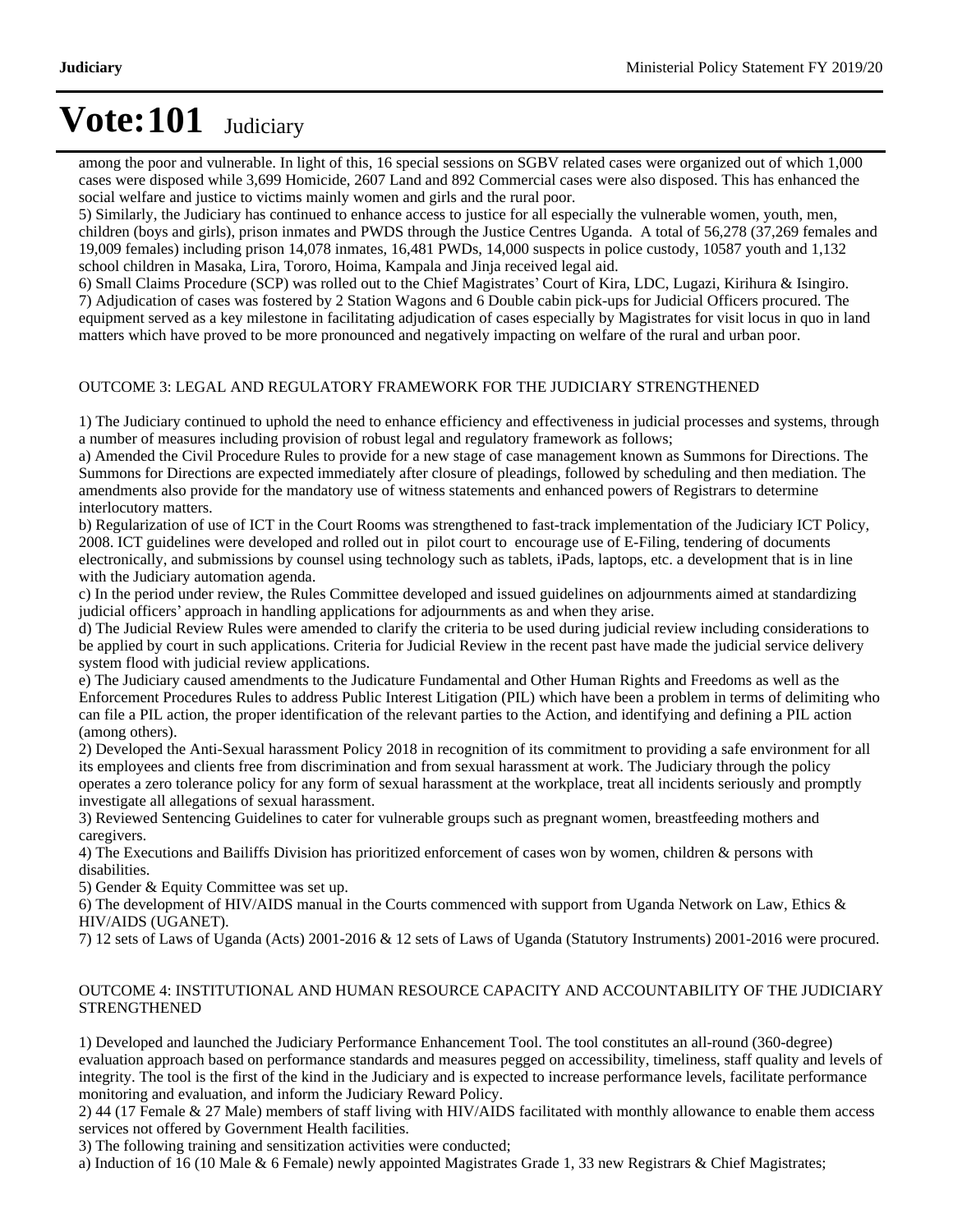among the poor and vulnerable. In light of this, 16 special sessions on SGBV related cases were organized out of which 1,000 cases were disposed while 3,699 Homicide, 2607 Land and 892 Commercial cases were also disposed. This has enhanced the social welfare and justice to victims mainly women and girls and the rural poor.

5) Similarly, the Judiciary has continued to enhance access to justice for all especially the vulnerable women, youth, men, children (boys and girls), prison inmates and PWDS through the Justice Centres Uganda. A total of 56,278 (37,269 females and 19,009 females) including prison 14,078 inmates, 16,481 PWDs, 14,000 suspects in police custody, 10587 youth and 1,132 school children in Masaka, Lira, Tororo, Hoima, Kampala and Jinja received legal aid.

6) Small Claims Procedure (SCP) was rolled out to the Chief Magistrates' Court of Kira, LDC, Lugazi, Kirihura & Isingiro.

7) Adjudication of cases was fostered by 2 Station Wagons and 6 Double cabin pick-ups for Judicial Officers procured. The equipment served as a key milestone in facilitating adjudication of cases especially by Magistrates for visit locus in quo in land matters which have proved to be more pronounced and negatively impacting on welfare of the rural and urban poor.

OUTCOME 3: LEGAL AND REGULATORY FRAMEWORK FOR THE JUDICIARY STRENGTHENED

1) The Judiciary continued to uphold the need to enhance efficiency and effectiveness in judicial processes and systems, through a number of measures including provision of robust legal and regulatory framework as follows;

a) Amended the Civil Procedure Rules to provide for a new stage of case management known as Summons for Directions. The Summons for Directions are expected immediately after closure of pleadings, followed by scheduling and then mediation. The amendments also provide for the mandatory use of witness statements and enhanced powers of Registrars to determine interlocutory matters.

b) Regularization of use of ICT in the Court Rooms was strengthened to fast-track implementation of the Judiciary ICT Policy, 2008. ICT guidelines were developed and rolled out in pilot court to encourage use of E-Filing, tendering of documents electronically, and submissions by counsel using technology such as tablets, iPads, laptops, etc. a development that is in line with the Judiciary automation agenda.

c) In the period under review, the Rules Committee developed and issued guidelines on adjournments aimed at standardizing judicial officers' approach in handling applications for adjournments as and when they arise.

d) The Judicial Review Rules were amended to clarify the criteria to be used during judicial review including considerations to be applied by court in such applications. Criteria for Judicial Review in the recent past have made the judicial service delivery system flood with judicial review applications.

e) The Judiciary caused amendments to the Judicature Fundamental and Other Human Rights and Freedoms as well as the Enforcement Procedures Rules to address Public Interest Litigation (PIL) which have been a problem in terms of delimiting who can file a PIL action, the proper identification of the relevant parties to the Action, and identifying and defining a PIL action (among others).

2) Developed the Anti-Sexual harassment Policy 2018 in recognition of its commitment to providing a safe environment for all its employees and clients free from discrimination and from sexual harassment at work. The Judiciary through the policy operates a zero tolerance policy for any form of sexual harassment at the workplace, treat all incidents seriously and promptly investigate all allegations of sexual harassment.

3) Reviewed Sentencing Guidelines to cater for vulnerable groups such as pregnant women, breastfeeding mothers and caregivers.

4) The Executions and Bailiffs Division has prioritized enforcement of cases won by women, children & persons with disabilities.

5) Gender & Equity Committee was set up.

6) The development of HIV/AIDS manual in the Courts commenced with support from Uganda Network on Law, Ethics & HIV/AIDS (UGANET).

7) 12 sets of Laws of Uganda (Acts) 2001-2016 & 12 sets of Laws of Uganda (Statutory Instruments) 2001-2016 were procured.

OUTCOME 4: INSTITUTIONAL AND HUMAN RESOURCE CAPACITY AND ACCOUNTABILITY OF THE JUDICIARY STRENGTHENED

1) Developed and launched the Judiciary Performance Enhancement Tool. The tool constitutes an all-round (360-degree) evaluation approach based on performance standards and measures pegged on accessibility, timeliness, staff quality and levels of integrity. The tool is the first of the kind in the Judiciary and is expected to increase performance levels, facilitate performance monitoring and evaluation, and inform the Judiciary Reward Policy.

2) 44 (17 Female & 27 Male) members of staff living with HIV/AIDS facilitated with monthly allowance to enable them access services not offered by Government Health facilities.

3) The following training and sensitization activities were conducted;

a) Induction of 16 (10 Male & 6 Female) newly appointed Magistrates Grade 1, 33 new Registrars & Chief Magistrates;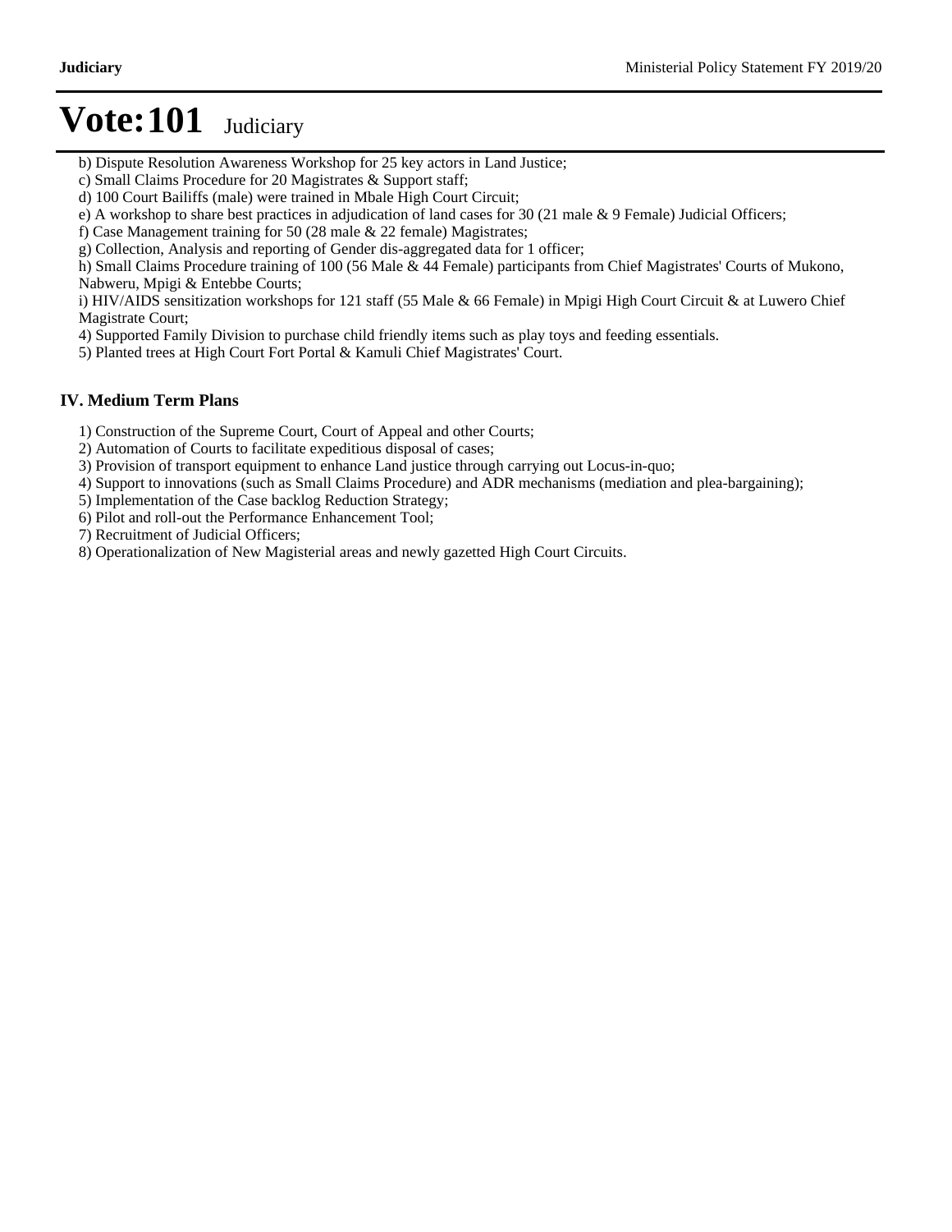# Vote:101 Judiciary

b) Dispute Resolution Awareness Workshop for 25 key actors in Land Justice;
c) Small Claims Procedure for 20 Magistrates & Support staff;
d) 100 Court Bailiffs (male) were trained in Mbale High Court Circuit;
e) A workshop to share best practices in adjudication of land cases for 30 (21 male & 9 Female) Judicial Officers;
f) Case Management training for 50 (28 male & 22 female) Magistrates;
g) Collection, Analysis and reporting of Gender dis-aggregated data for 1 officer;
h) Small Claims Procedure training of 100 (56 Male & 44 Female) participants from Chief Magistrates' Courts of Mukono, Nabweru, Mpigi & Entebbe Courts;
i) HIV/AIDS sensitization workshops for 121 staff (55 Male & 66 Female) in Mpigi High Court Circuit & at Luwero Chief Magistrate Court;
4) Supported Family Division to purchase child friendly items such as play toys and feeding essentials.
5) Planted trees at High Court Fort Portal & Kamuli Chief Magistrates' Court.

## IV. Medium Term Plans

1) Construction of the Supreme Court, Court of Appeal and other Courts;
2) Automation of Courts to facilitate expeditious disposal of cases;
3) Provision of transport equipment to enhance Land justice through carrying out Locus-in-quo;
4) Support to innovations (such as Small Claims Procedure) and ADR mechanisms (mediation and plea-bargaining);
5) Implementation of the Case backlog Reduction Strategy;
6) Pilot and roll-out the Performance Enhancement Tool;
7) Recruitment of Judicial Officers;
8) Operationalization of New Magisterial areas and newly gazetted High Court Circuits.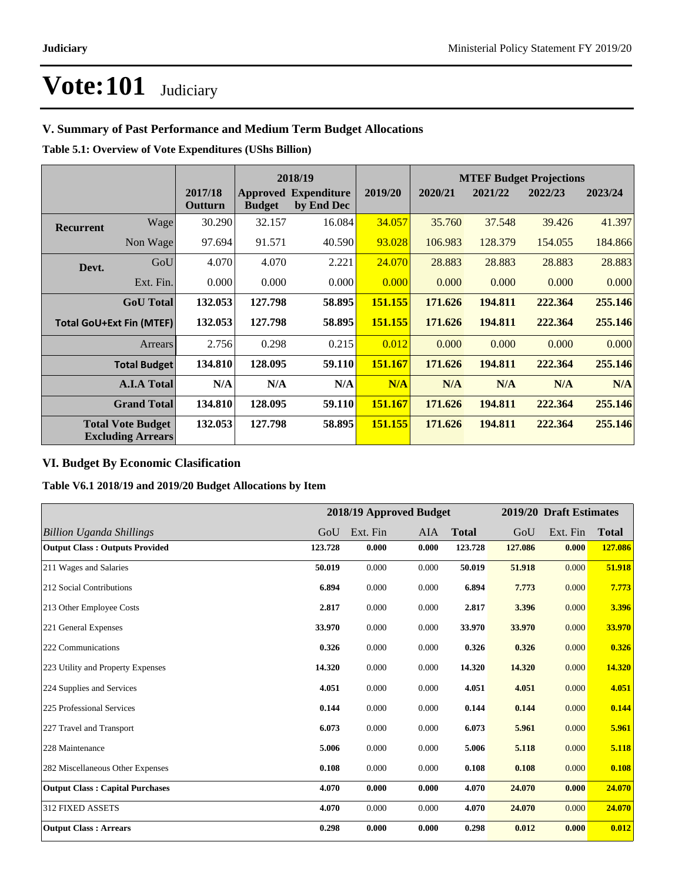# Vote:101 Judiciary

## V. Summary of Past Performance and Medium Term Budget Allocations

**Table 5.1: Overview of Vote Expenditures (UShs Billion)**

| | | 2017/18 Outturn | 2018/19 Approved Budget | 2018/19 Expenditure by End Dec | 2019/20 | MTEF Budget Projections 2020/21 | 2021/22 | 2022/23 | 2023/24 |
|---|---|---|---|---|---|---|---|---|---|
| **Recurrent** | Wage | 30.290 | 32.157 | 16.084 | 34.057 | 35.760 | 37.548 | 39.426 | 41.397 |
| | Non Wage | 97.694 | 91.571 | 40.590 | 93.028 | 106.983 | 128.379 | 154.055 | 184.866 |
| **Devt.** | GoU | 4.070 | 4.070 | 2.221 | 24.070 | 28.883 | 28.883 | 28.883 | 28.883 |
| | Ext. Fin. | 0.000 | 0.000 | 0.000 | 0.000 | 0.000 | 0.000 | 0.000 | 0.000 |
| | **GoU Total** | **132.053** | **127.798** | **58.895** | **151.155** | **171.626** | **194.811** | **222.364** | **255.146** |
| **Total GoU+Ext Fin (MTEF)** | | **132.053** | **127.798** | **58.895** | **151.155** | **171.626** | **194.811** | **222.364** | **255.146** |
| | Arrears | 2.756 | 0.298 | 0.215 | 0.012 | 0.000 | 0.000 | 0.000 | 0.000 |
| | **Total Budget** | **134.810** | **128.095** | **59.110** | **151.167** | **171.626** | **194.811** | **222.364** | **255.146** |
| | **A.I.A Total** | **N/A** | **N/A** | **N/A** | **N/A** | **N/A** | **N/A** | **N/A** | **N/A** |
| | **Grand Total** | **134.810** | **128.095** | **59.110** | **151.167** | **171.626** | **194.811** | **222.364** | **255.146** |
| | **Total Vote Budget Excluding Arrears** | **132.053** | **127.798** | **58.895** | **151.155** | **171.626** | **194.811** | **222.364** | **255.146** |

## VI. Budget By Economic Clasification

**Table V6.1 2018/19 and 2019/20 Budget Allocations by Item**

| | 2018/19 Approved Budget | | | | 2019/20 Draft Estimates | | |
|---|---|---|---|---|---|---|---|
| *Billion Uganda Shillings* | GoU | Ext. Fin | AIA | **Total** | GoU | Ext. Fin | **Total** |
| **Output Class : Outputs Provided** | **123.728** | **0.000** | **0.000** | **123.728** | **127.086** | **0.000** | **127.086** |
| 211 Wages and Salaries | **50.019** | 0.000 | 0.000 | **50.019** | **51.918** | 0.000 | **51.918** |
| 212 Social Contributions | **6.894** | 0.000 | 0.000 | **6.894** | **7.773** | 0.000 | **7.773** |
| 213 Other Employee Costs | **2.817** | 0.000 | 0.000 | **2.817** | **3.396** | 0.000 | **3.396** |
| 221 General Expenses | **33.970** | 0.000 | 0.000 | **33.970** | **33.970** | 0.000 | **33.970** |
| 222 Communications | **0.326** | 0.000 | 0.000 | **0.326** | **0.326** | 0.000 | **0.326** |
| 223 Utility and Property Expenses | **14.320** | 0.000 | 0.000 | **14.320** | **14.320** | 0.000 | **14.320** |
| 224 Supplies and Services | **4.051** | 0.000 | 0.000 | **4.051** | **4.051** | 0.000 | **4.051** |
| 225 Professional Services | **0.144** | 0.000 | 0.000 | **0.144** | **0.144** | 0.000 | **0.144** |
| 227 Travel and Transport | **6.073** | 0.000 | 0.000 | **6.073** | **5.961** | 0.000 | **5.961** |
| 228 Maintenance | **5.006** | 0.000 | 0.000 | **5.006** | **5.118** | 0.000 | **5.118** |
| 282 Miscellaneous Other Expenses | **0.108** | 0.000 | 0.000 | **0.108** | **0.108** | 0.000 | **0.108** |
| **Output Class : Capital Purchases** | **4.070** | **0.000** | **0.000** | **4.070** | **24.070** | **0.000** | **24.070** |
| 312 FIXED ASSETS | **4.070** | 0.000 | 0.000 | **4.070** | **24.070** | 0.000 | **24.070** |
| **Output Class : Arrears** | **0.298** | **0.000** | **0.000** | **0.298** | **0.012** | **0.000** | **0.012** |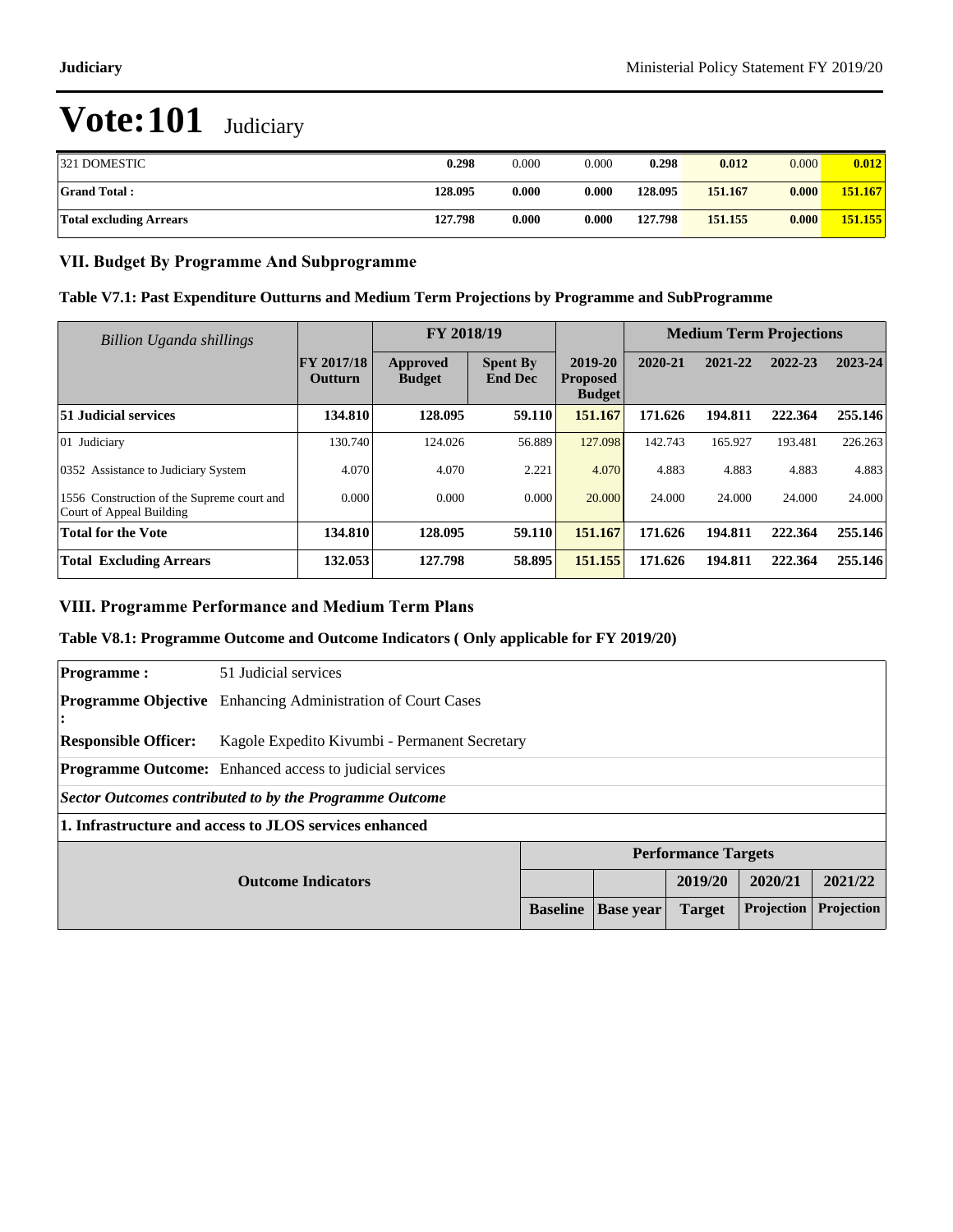# Vote:101 Judiciary

| 321 DOMESTIC | 0.298 | 0.000 | 0.000 | 0.298 | 0.012 | 0.000 | 0.012 |
|---|---|---|---|---|---|---|---|
| **Grand Total :** | **128.095** | **0.000** | **0.000** | **128.095** | **151.167** | **0.000** | **151.167** |
| **Total excluding Arrears** | **127.798** | **0.000** | **0.000** | **127.798** | **151.155** | **0.000** | **151.155** |

## VII. Budget By Programme And Subprogramme

### Table V7.1: Past Expenditure Outturns and Medium Term Projections by Programme and SubProgramme

| *Billion Uganda shillings* | | FY 2018/19 | | | Medium Term Projections | | | |
|---|---|---|---|---|---|---|---|---|
| | FY 2017/18 Outturn | Approved Budget | Spent By End Dec | 2019-20 Proposed Budget | 2020-21 | 2021-22 | 2022-23 | 2023-24 |
| **51 Judicial services** | **134.810** | **128.095** | **59.110** | **151.167** | **171.626** | **194.811** | **222.364** | **255.146** |
| 01 Judiciary | 130.740 | 124.026 | 56.889 | 127.098 | 142.743 | 165.927 | 193.481 | 226.263 |
| 0352 Assistance to Judiciary System | 4.070 | 4.070 | 2.221 | 4.070 | 4.883 | 4.883 | 4.883 | 4.883 |
| 1556 Construction of the Supreme court and Court of Appeal Building | 0.000 | 0.000 | 0.000 | 20.000 | 24.000 | 24.000 | 24.000 | 24.000 |
| **Total for the Vote** | **134.810** | **128.095** | **59.110** | **151.167** | **171.626** | **194.811** | **222.364** | **255.146** |
| **Total Excluding Arrears** | **132.053** | **127.798** | **58.895** | **151.155** | **171.626** | **194.811** | **222.364** | **255.146** |

## VIII. Programme Performance and Medium Term Plans

### Table V8.1: Programme Outcome and Outcome Indicators ( Only applicable for FY 2019/20)

| | |
|---|---|
| **Programme :** | 51 Judicial services |
| **Programme Objective :** | Enhancing Administration of Court Cases |
| **Responsible Officer:** | Kagole Expedito Kivumbi - Permanent Secretary |
| **Programme Outcome:** | Enhanced access to judicial services |

***Sector Outcomes contributed to by the Programme Outcome***

**1. Infrastructure and access to JLOS services enhanced**

| Outcome Indicators | Performance Targets | | | | |
|---|---|---|---|---|---|
| | | | 2019/20 | 2020/21 | 2021/22 |
| | Baseline | Base year | Target | Projection | Projection |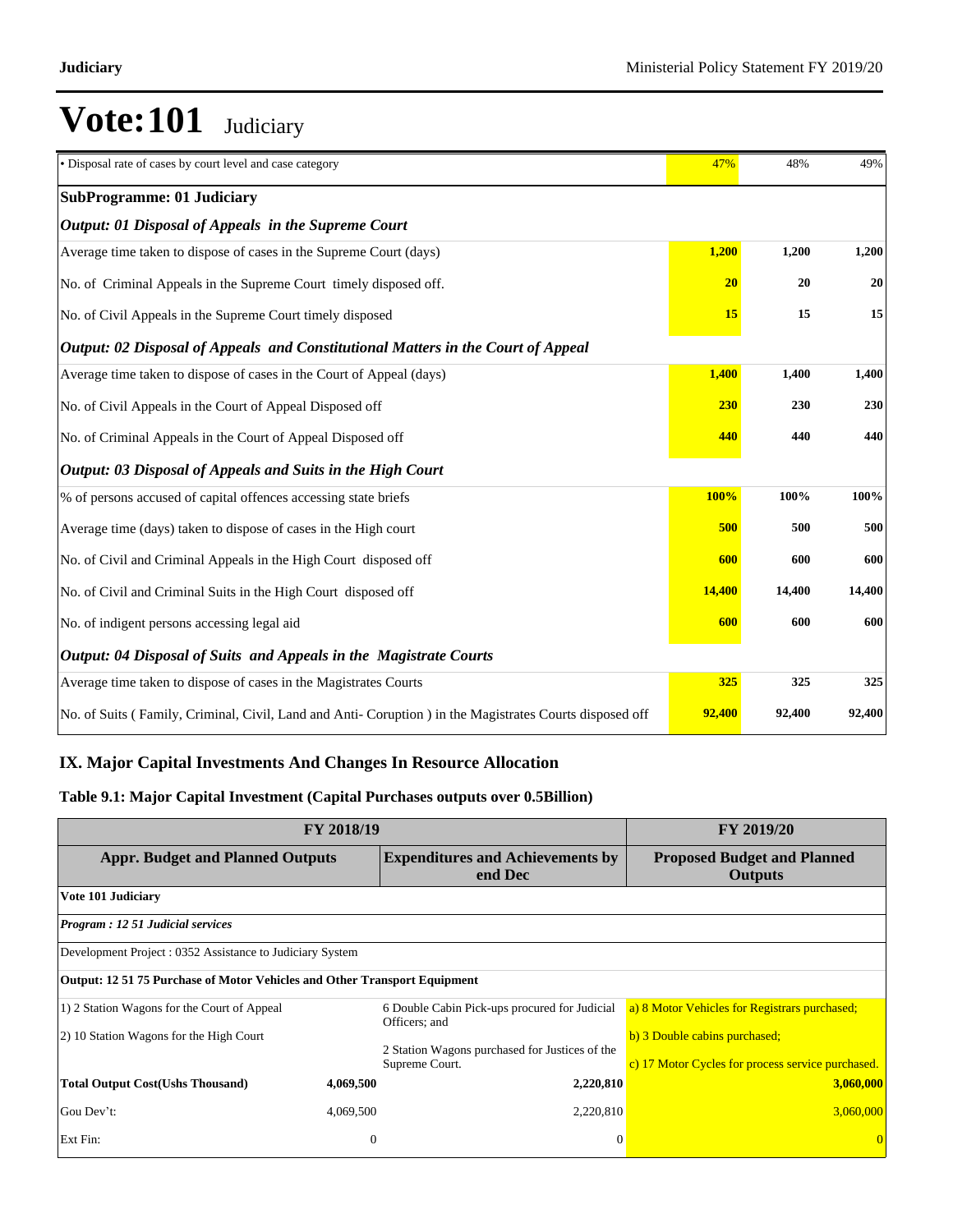# Vote:101 Judiciary

| | | | |
|---|---|---|---|
| • Disposal rate of cases by court level and case category | 47% | 48% | 49% |
| **SubProgramme: 01 Judiciary** | | | |
| ***Output: 01 Disposal of Appeals in the Supreme Court*** | | | |
| Average time taken to dispose of cases in the Supreme Court (days) | **1,200** | **1,200** | **1,200** |
| No. of Criminal Appeals in the Supreme Court timely disposed off. | **20** | **20** | **20** |
| No. of Civil Appeals in the Supreme Court timely disposed | **15** | **15** | **15** |
| ***Output: 02 Disposal of Appeals and Constitutional Matters in the Court of Appeal*** | | | |
| Average time taken to dispose of cases in the Court of Appeal (days) | **1,400** | **1,400** | **1,400** |
| No. of Civil Appeals in the Court of Appeal Disposed off | **230** | **230** | **230** |
| No. of Criminal Appeals in the Court of Appeal Disposed off | **440** | **440** | **440** |
| ***Output: 03 Disposal of Appeals and Suits in the High Court*** | | | |
| % of persons accused of capital offences accessing state briefs | **100%** | **100%** | **100%** |
| Average time (days) taken to dispose of cases in the High court | **500** | **500** | **500** |
| No. of Civil and Criminal Appeals in the High Court disposed off | **600** | **600** | **600** |
| No. of Civil and Criminal Suits in the High Court disposed off | **14,400** | **14,400** | **14,400** |
| No. of indigent persons accessing legal aid | **600** | **600** | **600** |
| ***Output: 04 Disposal of Suits and Appeals in the Magistrate Courts*** | | | |
| Average time taken to dispose of cases in the Magistrates Courts | **325** | **325** | **325** |
| No. of Suits ( Family, Criminal, Civil, Land and Anti- Coruption ) in the Magistrates Courts disposed off | **92,400** | **92,400** | **92,400** |

## IX. Major Capital Investments And Changes In Resource Allocation

### Table 9.1: Major Capital Investment (Capital Purchases outputs over 0.5Billion)

| FY 2018/19 | | | FY 2019/20 |
|---|---|---|---|
| **Appr. Budget and Planned Outputs** | | **Expenditures and Achievements by end Dec** | **Proposed Budget and Planned Outputs** |
| **Vote 101 Judiciary** | | | |
| ***Program : 12 51 Judicial services*** | | | |
| Development Project : 0352 Assistance to Judiciary System | | | |
| **Output: 12 51 75 Purchase of Motor Vehicles and Other Transport Equipment** | | | |
| 1) 2 Station Wagons for the Court of Appeal<br>2) 10 Station Wagons for the High Court | | 6 Double Cabin Pick-ups procured for Judicial Officers; and<br>2 Station Wagons purchased for Justices of the Supreme Court. | a) 8 Motor Vehicles for Registrars purchased;<br>b) 3 Double cabins purchased;<br>c) 17 Motor Cycles for process service purchased. |
| **Total Output Cost(Ushs Thousand)** | **4,069,500** | **2,220,810** | **3,060,000** |
| Gou Dev't: | 4,069,500 | 2,220,810 | 3,060,000 |
| Ext Fin: | 0 | 0 | 0 |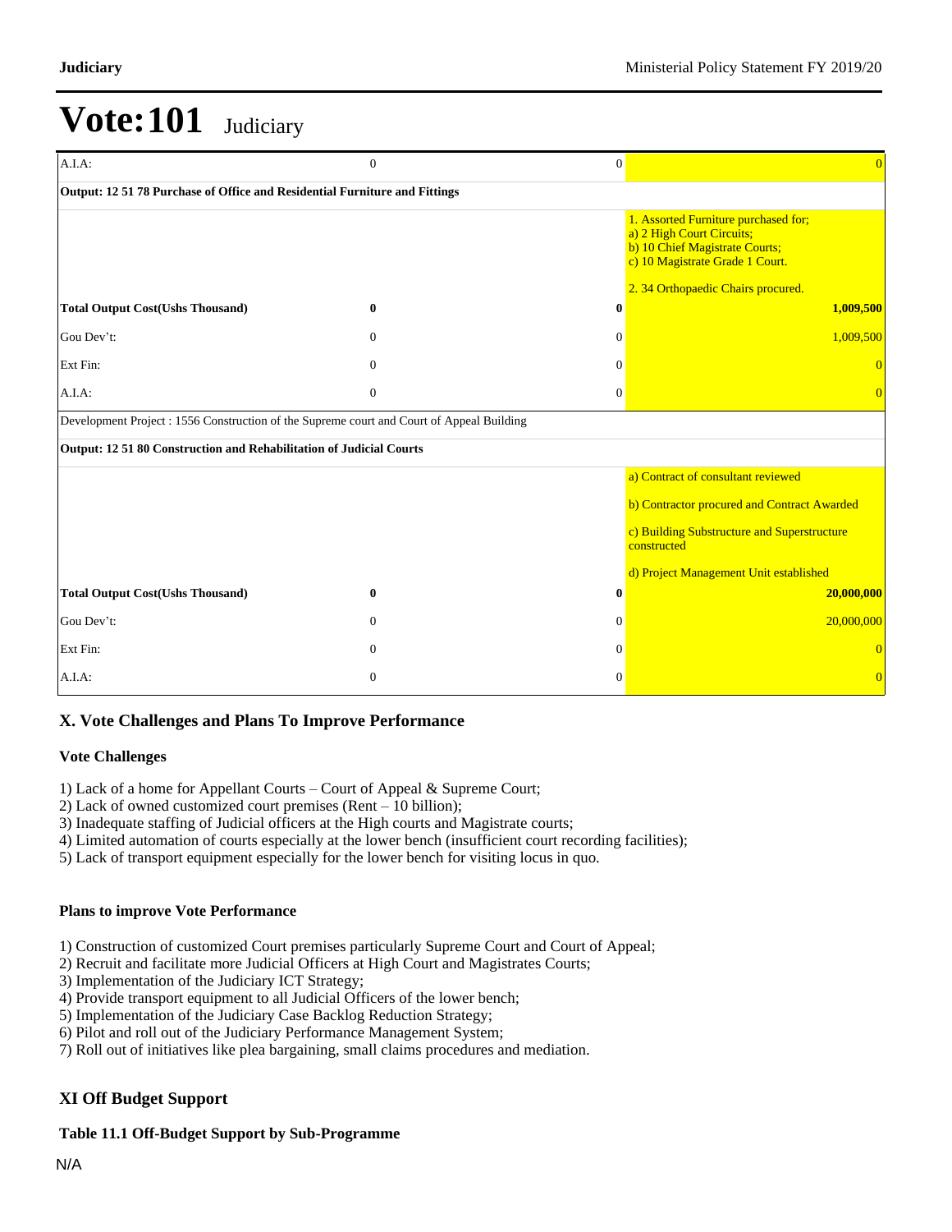# Vote:101 Judiciary

| | | | |
|---|---|---|---|
| A.I.A: | 0 | 0 | 0 |
| **Output: 12 51 78 Purchase of Office and Residential Furniture and Fittings** | | | |
| | | | 1. Assorted Furniture purchased for;<br>a) 2 High Court Circuits;<br>b) 10 Chief Magistrate Courts;<br>c) 10 Magistrate Grade 1 Court.<br><br>2. 34 Orthopaedic Chairs procured. |
| **Total Output Cost(Ushs Thousand)** | **0** | **0** | **1,009,500** |
| Gou Dev't: | 0 | 0 | 1,009,500 |
| Ext Fin: | 0 | 0 | 0 |
| A.I.A: | 0 | 0 | 0 |
| Development Project : 1556 Construction of the Supreme court and Court of Appeal Building | | | |
| **Output: 12 51 80 Construction and Rehabilitation of Judicial Courts** | | | |
| | | | a) Contract of consultant reviewed<br><br>b) Contractor procured and Contract Awarded<br><br>c) Building Substructure and Superstructure constructed<br><br>d) Project Management Unit established |
| **Total Output Cost(Ushs Thousand)** | **0** | **0** | **20,000,000** |
| Gou Dev't: | 0 | 0 | 20,000,000 |
| Ext Fin: | 0 | 0 | 0 |
| A.I.A: | 0 | 0 | 0 |

## X. Vote Challenges and Plans To Improve Performance

### Vote Challenges

1) Lack of a home for Appellant Courts – Court of Appeal & Supreme Court;
2) Lack of owned customized court premises (Rent – 10 billion);
3) Inadequate staffing of Judicial officers at the High courts and Magistrate courts;
4) Limited automation of courts especially at the lower bench (insufficient court recording facilities);
5) Lack of transport equipment especially for the lower bench for visiting locus in quo.

### Plans to improve Vote Performance

1) Construction of customized Court premises particularly Supreme Court and Court of Appeal;
2) Recruit and facilitate more Judicial Officers at High Court and Magistrates Courts;
3) Implementation of the Judiciary ICT Strategy;
4) Provide transport equipment to all Judicial Officers of the lower bench;
5) Implementation of the Judiciary Case Backlog Reduction Strategy;
6) Pilot and roll out of the Judiciary Performance Management System;
7) Roll out of initiatives like plea bargaining, small claims procedures and mediation.

## XI Off Budget Support

### Table 11.1 Off-Budget Support by Sub-Programme

N/A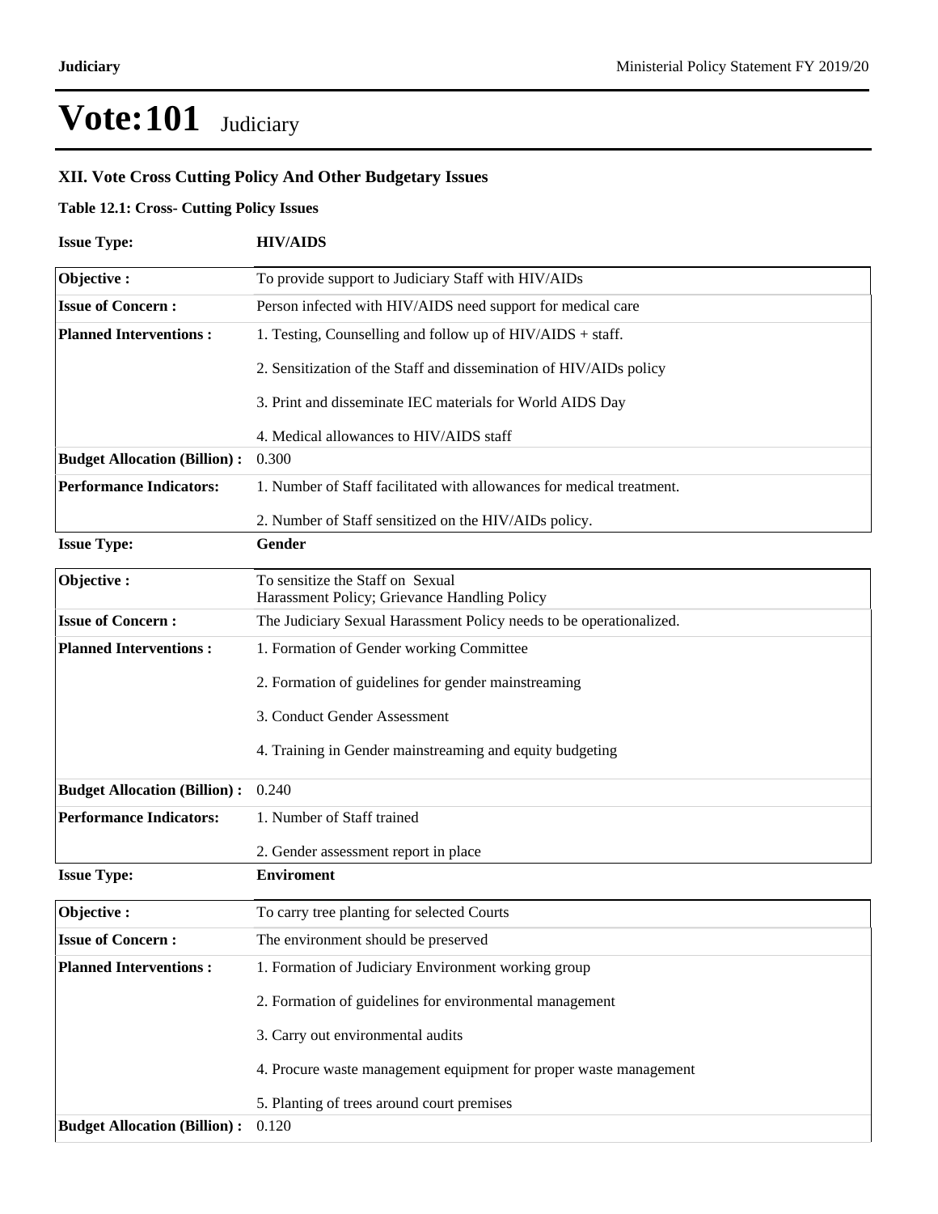# Vote:101 Judiciary

## XII. Vote Cross Cutting Policy And Other Budgetary Issues

**Table 12.1: Cross- Cutting Policy Issues**

**Issue Type:** **HIV/AIDS**

| | |
|---|---|
| **Objective :** | To provide support to Judiciary Staff with HIV/AIDs |
| **Issue of Concern :** | Person infected with HIV/AIDS need support for medical care |
| **Planned Interventions :** | 1. Testing, Counselling and follow up of HIV/AIDS + staff.<br><br>2. Sensitization of the Staff and dissemination of HIV/AIDs policy<br><br>3. Print and disseminate IEC materials for World AIDS Day<br><br>4. Medical allowances to HIV/AIDS staff |
| **Budget Allocation (Billion) :** | 0.300 |
| **Performance Indicators:** | 1. Number of Staff facilitated with allowances for medical treatment.<br><br>2. Number of Staff sensitized on the HIV/AIDs policy. |

**Issue Type:** **Gender**

| | |
|---|---|
| **Objective :** | To sensitize the Staff on Sexual Harassment Policy; Grievance Handling Policy |
| **Issue of Concern :** | The Judiciary Sexual Harassment Policy needs to be operationalized. |
| **Planned Interventions :** | 1. Formation of Gender working Committee<br><br>2. Formation of guidelines for gender mainstreaming<br><br>3. Conduct Gender Assessment<br><br>4. Training in Gender mainstreaming and equity budgeting |
| **Budget Allocation (Billion) :** | 0.240 |
| **Performance Indicators:** | 1. Number of Staff trained<br><br>2. Gender assessment report in place |

**Issue Type:** **Enviroment**

| | |
|---|---|
| **Objective :** | To carry tree planting for selected Courts |
| **Issue of Concern :** | The environment should be preserved |
| **Planned Interventions :** | 1. Formation of Judiciary Environment working group<br><br>2. Formation of guidelines for environmental management<br><br>3. Carry out environmental audits<br><br>4. Procure waste management equipment for proper waste management<br><br>5. Planting of trees around court premises |
| **Budget Allocation (Billion) :** | 0.120 |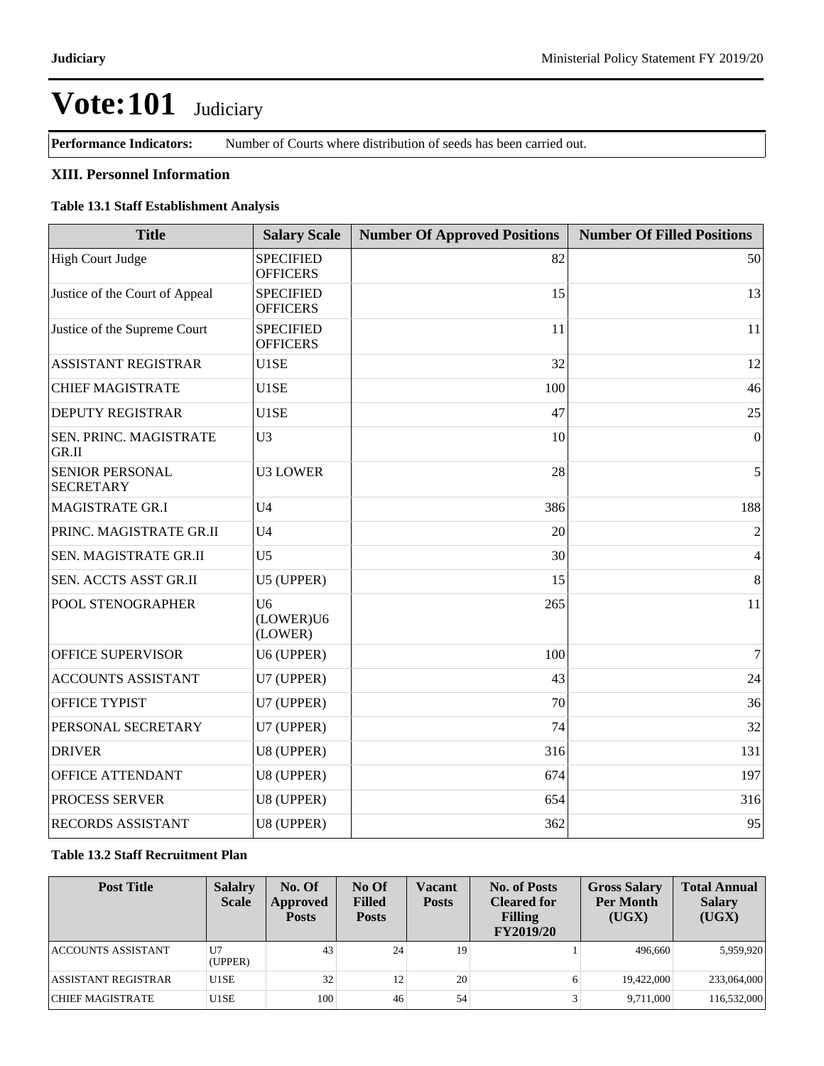# Vote:101 Judiciary

| **Performance Indicators:** | Number of Courts where distribution of seeds has been carried out. |
|---|---|

## XIII. Personnel Information

### Table 13.1 Staff Establishment Analysis

| Title | Salary Scale | Number Of Approved Positions | Number Of Filled Positions |
|---|---|---|---|
| High Court Judge | SPECIFIED OFFICERS | 82 | 50 |
| Justice of the Court of Appeal | SPECIFIED OFFICERS | 15 | 13 |
| Justice of the Supreme Court | SPECIFIED OFFICERS | 11 | 11 |
| ASSISTANT REGISTRAR | U1SE | 32 | 12 |
| CHIEF MAGISTRATE | U1SE | 100 | 46 |
| DEPUTY REGISTRAR | U1SE | 47 | 25 |
| SEN. PRINC. MAGISTRATE GR.II | U3 | 10 | 0 |
| SENIOR PERSONAL SECRETARY | U3 LOWER | 28 | 5 |
| MAGISTRATE GR.I | U4 | 386 | 188 |
| PRINC. MAGISTRATE GR.II | U4 | 20 | 2 |
| SEN. MAGISTRATE GR.II | U5 | 30 | 4 |
| SEN. ACCTS ASST GR.II | U5 (UPPER) | 15 | 8 |
| POOL STENOGRAPHER | U6 (LOWER)U6 (LOWER) | 265 | 11 |
| OFFICE SUPERVISOR | U6 (UPPER) | 100 | 7 |
| ACCOUNTS ASSISTANT | U7 (UPPER) | 43 | 24 |
| OFFICE TYPIST | U7 (UPPER) | 70 | 36 |
| PERSONAL SECRETARY | U7 (UPPER) | 74 | 32 |
| DRIVER | U8 (UPPER) | 316 | 131 |
| OFFICE ATTENDANT | U8 (UPPER) | 674 | 197 |
| PROCESS SERVER | U8 (UPPER) | 654 | 316 |
| RECORDS ASSISTANT | U8 (UPPER) | 362 | 95 |

### Table 13.2 Staff Recruitment Plan

| Post Title | Salalry Scale | No. Of Approved Posts | No Of Filled Posts | Vacant Posts | No. of Posts Cleared for Filling FY2019/20 | Gross Salary Per Month (UGX) | Total Annual Salary (UGX) |
|---|---|---|---|---|---|---|---|
| ACCOUNTS ASSISTANT | U7 (UPPER) | 43 | 24 | 19 | 1 | 496,660 | 5,959,920 |
| ASSISTANT REGISTRAR | U1SE | 32 | 12 | 20 | 6 | 19,422,000 | 233,064,000 |
| CHIEF MAGISTRATE | U1SE | 100 | 46 | 54 | 3 | 9,711,000 | 116,532,000 |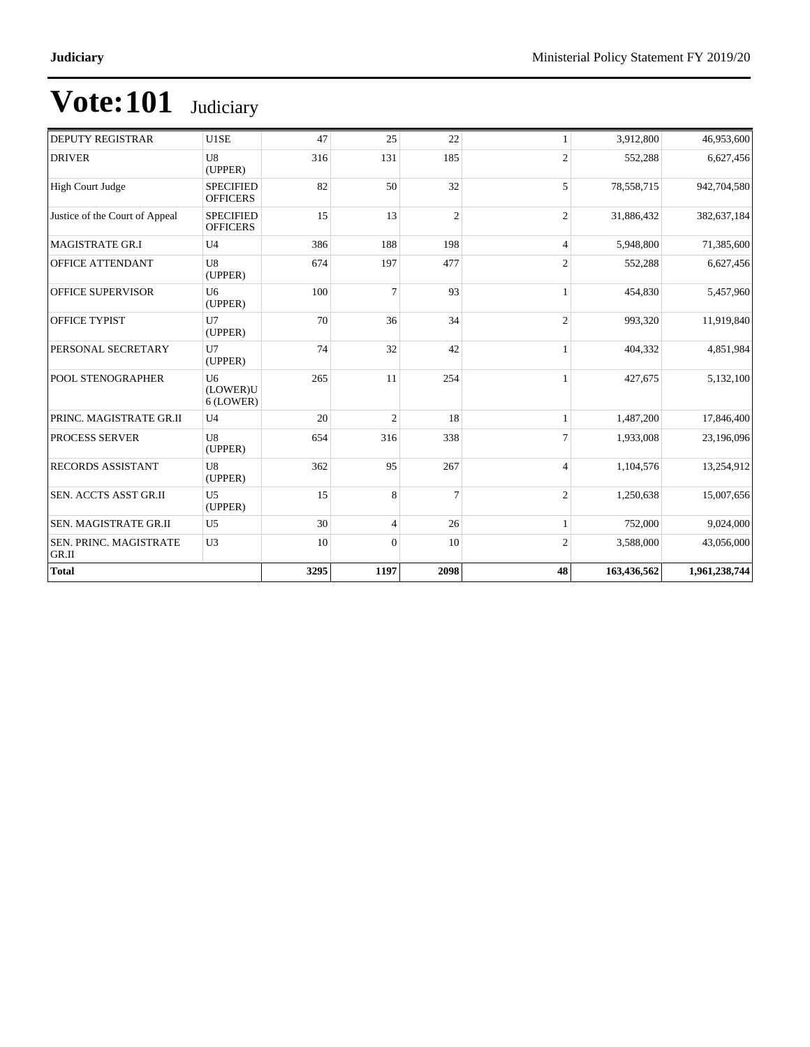# Vote:101 Judiciary

| | | | | | | | |
|---|---|---|---|---|---|---|---|
| DEPUTY REGISTRAR | U1SE | 47 | 25 | 22 | 1 | 3,912,800 | 46,953,600 |
| DRIVER | U8 (UPPER) | 316 | 131 | 185 | 2 | 552,288 | 6,627,456 |
| High Court Judge | SPECIFIED OFFICERS | 82 | 50 | 32 | 5 | 78,558,715 | 942,704,580 |
| Justice of the Court of Appeal | SPECIFIED OFFICERS | 15 | 13 | 2 | 2 | 31,886,432 | 382,637,184 |
| MAGISTRATE GR.I | U4 | 386 | 188 | 198 | 4 | 5,948,800 | 71,385,600 |
| OFFICE ATTENDANT | U8 (UPPER) | 674 | 197 | 477 | 2 | 552,288 | 6,627,456 |
| OFFICE SUPERVISOR | U6 (UPPER) | 100 | 7 | 93 | 1 | 454,830 | 5,457,960 |
| OFFICE TYPIST | U7 (UPPER) | 70 | 36 | 34 | 2 | 993,320 | 11,919,840 |
| PERSONAL SECRETARY | U7 (UPPER) | 74 | 32 | 42 | 1 | 404,332 | 4,851,984 |
| POOL STENOGRAPHER | U6 (LOWER)U 6 (LOWER) | 265 | 11 | 254 | 1 | 427,675 | 5,132,100 |
| PRINC. MAGISTRATE GR.II | U4 | 20 | 2 | 18 | 1 | 1,487,200 | 17,846,400 |
| PROCESS SERVER | U8 (UPPER) | 654 | 316 | 338 | 7 | 1,933,008 | 23,196,096 |
| RECORDS ASSISTANT | U8 (UPPER) | 362 | 95 | 267 | 4 | 1,104,576 | 13,254,912 |
| SEN. ACCTS ASST GR.II | U5 (UPPER) | 15 | 8 | 7 | 2 | 1,250,638 | 15,007,656 |
| SEN. MAGISTRATE GR.II | U5 | 30 | 4 | 26 | 1 | 752,000 | 9,024,000 |
| SEN. PRINC. MAGISTRATE GR.II | U3 | 10 | 0 | 10 | 2 | 3,588,000 | 43,056,000 |
| **Total** | | **3295** | **1197** | **2098** | **48** | **163,436,562** | **1,961,238,744** |